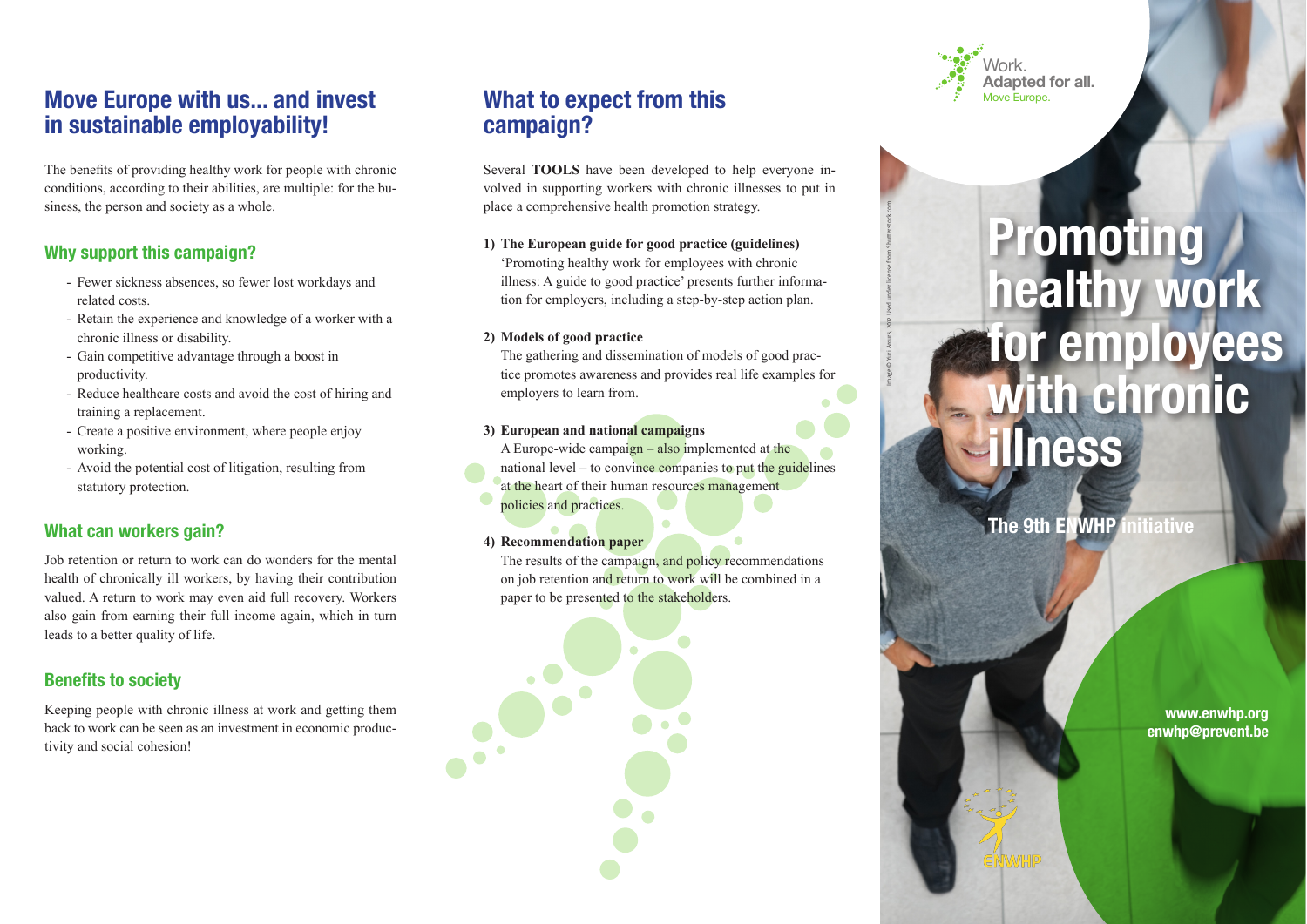## Move Europe with us... and invest in sustainable employability!

The benefits of providing healthy work for people with chronic conditions, according to their abilities, are multiple: for the business, the person and society as a whole.

### Why support this campaign?

- Fewer sickness absences, so fewer lost workdays and related costs.
- Retain the experience and knowledge of a worker with a chronic illness or disability.
- Gain competitive advantage through a boost in productivity.
- Reduce healthcare costs and avoid the cost of hiring and training a replacement.
- Create a positive environment, where people enjoy working.
- Avoid the potential cost of litigation, resulting from statutory protection.

### What can workers gain?

Job retention or return to work can do wonders for the mental health of chronically ill workers, by having their contribution valued. A return to work may even aid full recovery. Workers also gain from earning their full income again, which in turn leads to a better quality of life.

### Benefits to society

Keeping people with chronic illness at work and getting them back to work can be seen as an investment in economic productivity and social cohesion!

## What to expect from this campaign?

Several **TOOLS** have been developed to help everyone involved in supporting workers with chronic illnesses to put in place a comprehensive health promotion strategy.

1) **The European guide for good practice (guidelines)**
   'Promoting healthy work for employees with chronic illness: A guide to good practice' presents further information for employers, including a step-by-step action plan.

2) **Models of good practice**
   The gathering and dissemination of models of good practice promotes awareness and provides real life examples for employers to learn from.

3) **European and national campaigns**
   A Europe-wide campaign – also implemented at the national level – to convince companies to put the guidelines at the heart of their human resources management policies and practices.

4) **Recommendation paper**
   The results of the campaign, and policy recommendations on job retention and return to work will be combined in a paper to be presented to the stakeholders.

Work. **Adapted for all.** Move Europe.

# Promoting healthy work for employees with chronic illness

**The 9th ENWHP initiative**

Image © Yuri Arcurs, 2012. Used under license from Shutterstock.com

**www.enwhp.org**
**enwhp@prevent.be**

ENWHP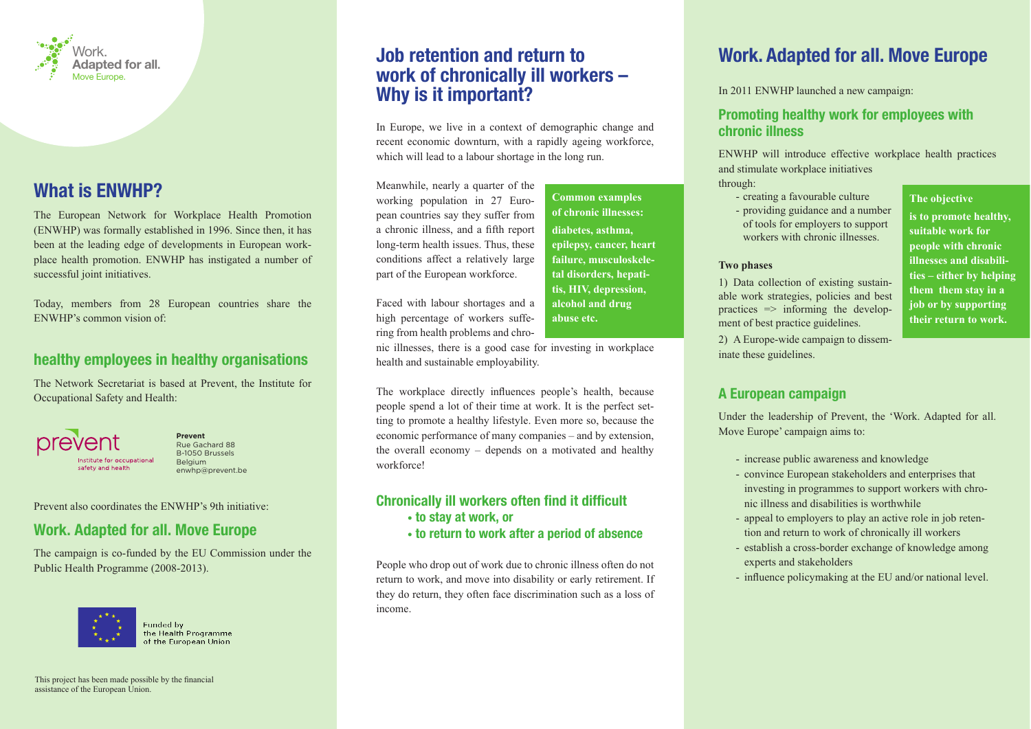Work.
**Adapted for all.**
Move Europe.

## What is ENWHP?

The European Network for Workplace Health Promotion (ENWHP) was formally established in 1996. Since then, it has been at the leading edge of developments in European workplace health promotion. ENWHP has instigated a number of successful joint initiatives.

Today, members from 28 European countries share the ENWHP's common vision of:

### healthy employees in healthy organisations

The Network Secretariat is based at Prevent, the Institute for Occupational Safety and Health:

prevent
Institute for occupational safety and health

**Prevent**
Rue Gachard 88
B-1050 Brussels
Belgium
enwhp@prevent.be

Prevent also coordinates the ENWHP's 9th initiative:

### Work. Adapted for all. Move Europe

The campaign is co-funded by the EU Commission under the Public Health Programme (2008-2013).

Funded by the Health Programme of the European Union

This project has been made possible by the financial assistance of the European Union.

## Job retention and return to work of chronically ill workers – Why is it important?

In Europe, we live in a context of demographic change and recent economic downturn, with a rapidly ageing workforce, which will lead to a labour shortage in the long run.

Meanwhile, nearly a quarter of the working population in 27 European countries say they suffer from a chronic illness, and a fifth report long-term health issues. Thus, these conditions affect a relatively large part of the European workforce.

**Common examples of chronic illnesses:**
**diabetes, asthma, epilepsy, cancer, heart failure, musculoskeletal disorders, hepatitis, HIV, depression, alcohol and drug abuse etc.**

Faced with labour shortages and a high percentage of workers suffering from health problems and chronic illnesses, there is a good case for investing in workplace health and sustainable employability.

The workplace directly influences people's health, because people spend a lot of their time at work. It is the perfect setting to promote a healthy lifestyle. Even more so, because the economic performance of many companies – and by extension, the overall economy – depends on a motivated and healthy workforce!

### Chronically ill workers often find it difficult

- to stay at work, or
- to return to work after a period of absence

People who drop out of work due to chronic illness often do not return to work, and move into disability or early retirement. If they do return, they often face discrimination such as a loss of income.

## Work. Adapted for all. Move Europe

In 2011 ENWHP launched a new campaign:

### Promoting healthy work for employees with chronic illness

ENWHP will introduce effective workplace health practices and stimulate workplace initiatives through:

- creating a favourable culture
- providing guidance and a number of tools for employers to support workers with chronic illnesses.

**The objective is to promote healthy, suitable work for people with chronic illnesses and disabilities – either by helping them them stay in a job or by supporting their return to work.**

**Two phases**

1) Data collection of existing sustainable work strategies, policies and best practices => informing the development of best practice guidelines.

2) A Europe-wide campaign to disseminate these guidelines.

### A European campaign

Under the leadership of Prevent, the 'Work. Adapted for all. Move Europe' campaign aims to:

- increase public awareness and knowledge
- convince European stakeholders and enterprises that investing in programmes to support workers with chronic illness and disabilities is worthwhile
- appeal to employers to play an active role in job retention and return to work of chronically ill workers
- establish a cross-border exchange of knowledge among experts and stakeholders
- influence policymaking at the EU and/or national level.